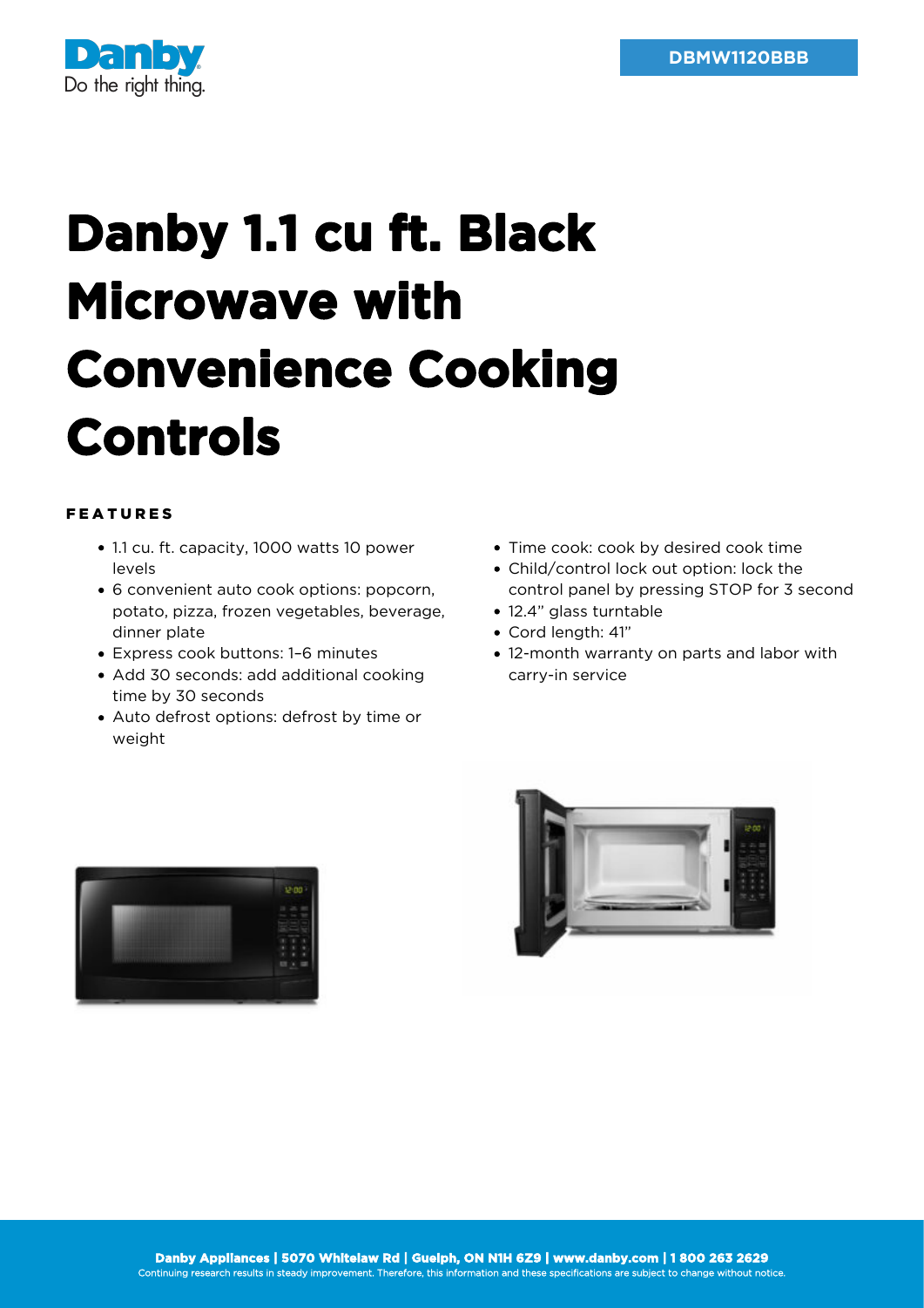DBMW1120BBB

# Danby 1.1 cu ft. Black Microwave with Convenience Cooking Controls

#### FEATURES

- 1.1 cu. ft. capacity, 1000 watts 10 power levels
- 6 convenient auto cook options: popcorn, potato, pizza, frozen vegetables, beverage, dinner plate
- Express cook buttons: 1–6 minutes
- Add 30 seconds: add additional cooking time by 30 seconds
- Auto defrost options: defrost by time or weight
- Time cook: cook by desired cook time
- Child/control lock out option: lock the control panel by pressing STOP for 3 second
- 12.4" glass turntable
- Cord length: 41"
- 12-month warranty on parts and labor with carry-in service

**Danby Appliances | 5070 Whitelaw Rd | Guelph, ON N1H 6Z9 | www.danby.com | 1 800 263 2629**
Continuing research results in steady improvement. Therefore, this information and these specifications are subject to change without notice.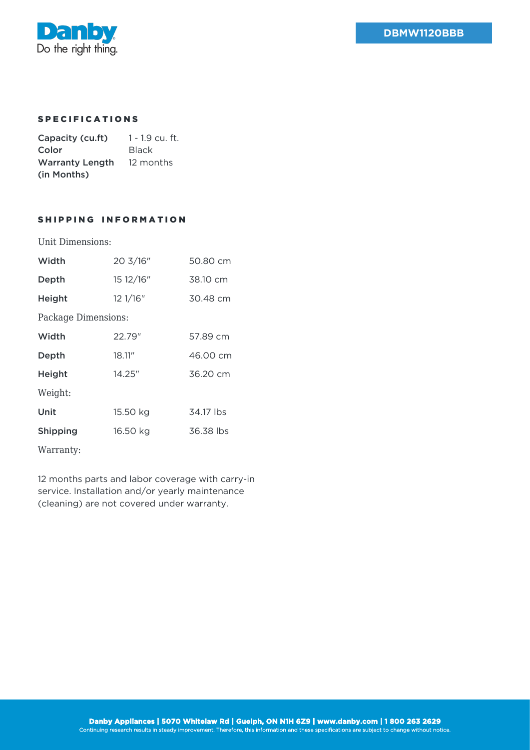DBMW1120BBB

## SPECIFICATIONS

| | |
|---|---|
| Capacity (cu.ft) | 1 - 1.9 cu. ft. |
| Color | Black |
| Warranty Length (in Months) | 12 months |

## SHIPPING INFORMATION

Unit Dimensions:

| | | |
|---|---|---|
| Width | 20 3/16" | 50.80 cm |
| Depth | 15 12/16" | 38.10 cm |
| Height | 12 1/16" | 30.48 cm |

Package Dimensions:

| | | |
|---|---|---|
| Width | 22.79" | 57.89 cm |
| Depth | 18.11" | 46.00 cm |
| Height | 14.25" | 36.20 cm |

Weight:

| | | |
|---|---|---|
| Unit | 15.50 kg | 34.17 lbs |
| Shipping | 16.50 kg | 36.38 lbs |

Warranty:

12 months parts and labor coverage with carry-in service. Installation and/or yearly maintenance (cleaning) are not covered under warranty.

**Danby Appliances | 5070 Whitelaw Rd | Guelph, ON N1H 6Z9 | www.danby.com | 1 800 263 2629**
Continuing research results in steady improvement. Therefore, this information and these specifications are subject to change without notice.